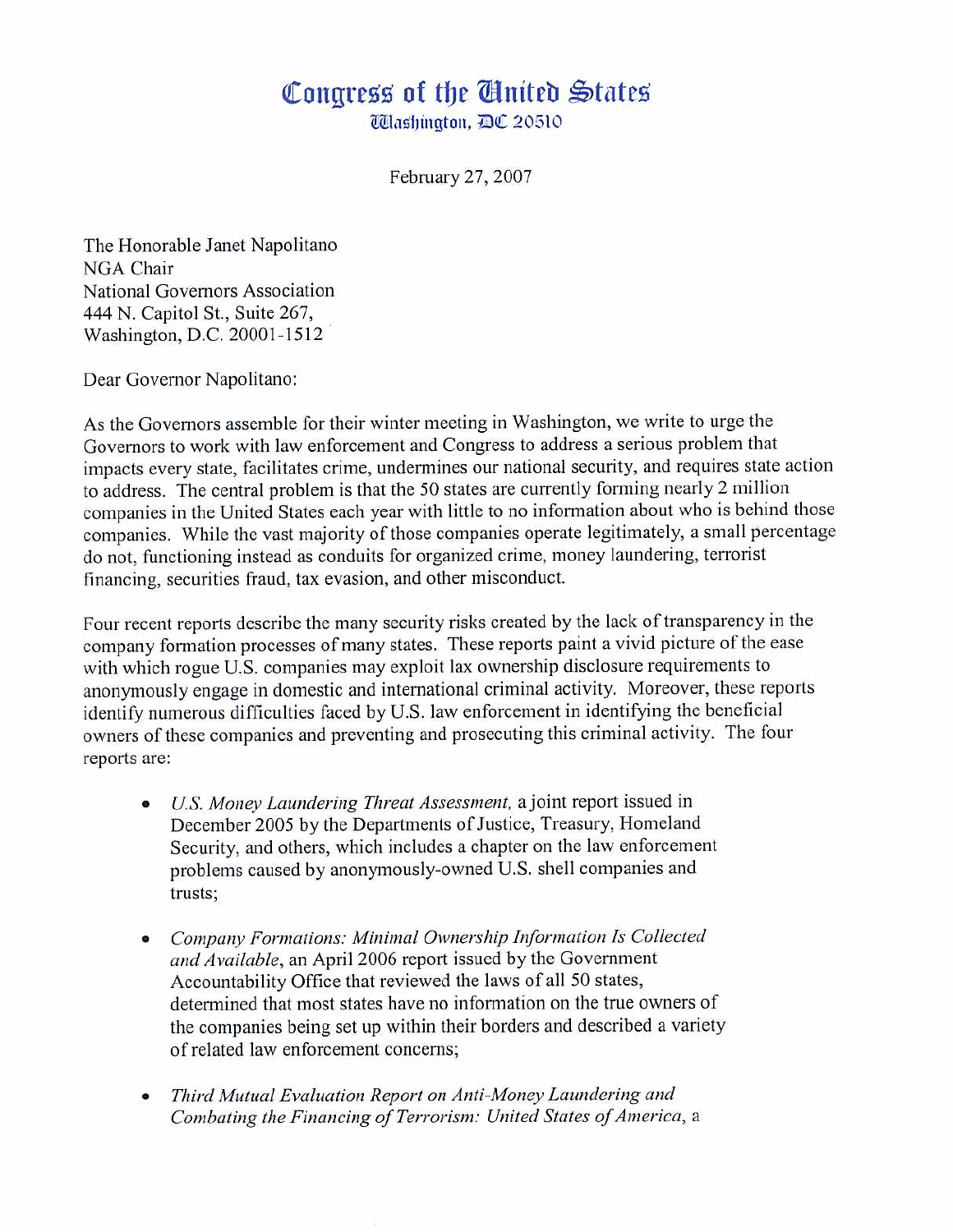# Congress of the United States

Washington, DC 20510

February 27, 2007

The Honorable Janet Napolitano
NGA Chair
National Governors Association
444 N. Capitol St., Suite 267,
Washington, D.C. 20001-1512

Dear Governor Napolitano:

As the Governors assemble for their winter meeting in Washington, we write to urge the Governors to work with law enforcement and Congress to address a serious problem that impacts every state, facilitates crime, undermines our national security, and requires state action to address. The central problem is that the 50 states are currently forming nearly 2 million companies in the United States each year with little to no information about who is behind those companies. While the vast majority of those companies operate legitimately, a small percentage do not, functioning instead as conduits for organized crime, money laundering, terrorist financing, securities fraud, tax evasion, and other misconduct.

Four recent reports describe the many security risks created by the lack of transparency in the company formation processes of many states. These reports paint a vivid picture of the ease with which rogue U.S. companies may exploit lax ownership disclosure requirements to anonymously engage in domestic and international criminal activity. Moreover, these reports identify numerous difficulties faced by U.S. law enforcement in identifying the beneficial owners of these companies and preventing and prosecuting this criminal activity. The four reports are:

- *U.S. Money Laundering Threat Assessment,* a joint report issued in December 2005 by the Departments of Justice, Treasury, Homeland Security, and others, which includes a chapter on the law enforcement problems caused by anonymously-owned U.S. shell companies and trusts;

- *Company Formations: Minimal Ownership Information Is Collected and Available*, an April 2006 report issued by the Government Accountability Office that reviewed the laws of all 50 states, determined that most states have no information on the true owners of the companies being set up within their borders and described a variety of related law enforcement concerns;

- *Third Mutual Evaluation Report on Anti-Money Laundering and Combating the Financing of Terrorism: United States of America*, a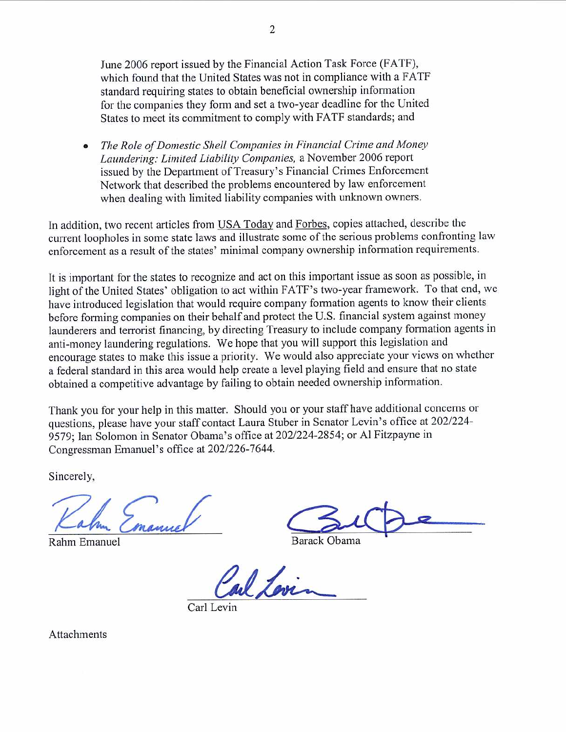June 2006 report issued by the Financial Action Task Force (FATF), which found that the United States was not in compliance with a FATF standard requiring states to obtain beneficial ownership information for the companies they form and set a two-year deadline for the United States to meet its commitment to comply with FATF standards; and

- *The Role of Domestic Shell Companies in Financial Crime and Money Laundering: Limited Liability Companies,* a November 2006 report issued by the Department of Treasury's Financial Crimes Enforcement Network that described the problems encountered by law enforcement when dealing with limited liability companies with unknown owners.

In addition, two recent articles from USA Today and Forbes, copies attached, describe the current loopholes in some state laws and illustrate some of the serious problems confronting law enforcement as a result of the states' minimal company ownership information requirements.

It is important for the states to recognize and act on this important issue as soon as possible, in light of the United States' obligation to act within FATF's two-year framework. To that end, we have introduced legislation that would require company formation agents to know their clients before forming companies on their behalf and protect the U.S. financial system against money launderers and terrorist financing, by directing Treasury to include company formation agents in anti-money laundering regulations. We hope that you will support this legislation and encourage states to make this issue a priority. We would also appreciate your views on whether a federal standard in this area would help create a level playing field and ensure that no state obtained a competitive advantage by failing to obtain needed ownership information.

Thank you for your help in this matter. Should you or your staff have additional concerns or questions, please have your staff contact Laura Stuber in Senator Levin's office at 202/224-9579; Ian Solomon in Senator Obama's office at 202/224-2854; or Al Fitzpayne in Congressman Emanuel's office at 202/226-7644.

Sincerely,

Rahm Emanuel

Barack Obama

Carl Levin

Attachments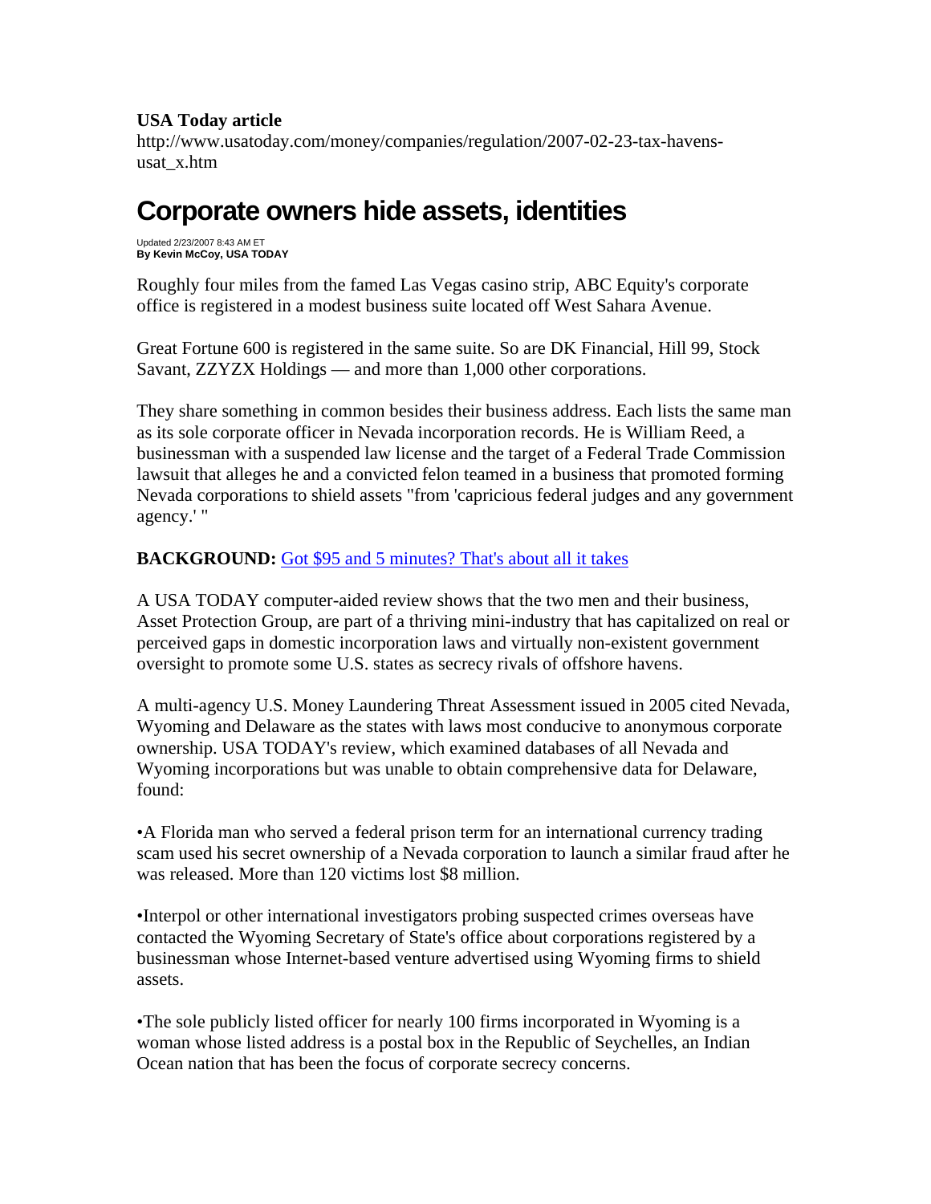**USA Today article**

http://www.usatoday.com/money/companies/regulation/2007-02-23-tax-havens-usat_x.htm

# Corporate owners hide assets, identities

Updated 2/23/2007 8:43 AM ET
**By Kevin McCoy, USA TODAY**

Roughly four miles from the famed Las Vegas casino strip, ABC Equity's corporate office is registered in a modest business suite located off West Sahara Avenue.

Great Fortune 600 is registered in the same suite. So are DK Financial, Hill 99, Stock Savant, ZZYZX Holdings — and more than 1,000 other corporations.

They share something in common besides their business address. Each lists the same man as its sole corporate officer in Nevada incorporation records. He is William Reed, a businessman with a suspended law license and the target of a Federal Trade Commission lawsuit that alleges he and a convicted felon teamed in a business that promoted forming Nevada corporations to shield assets "from 'capricious federal judges and any government agency.' "

**BACKGROUND:** Got $95 and 5 minutes? That's about all it takes

A USA TODAY computer-aided review shows that the two men and their business, Asset Protection Group, are part of a thriving mini-industry that has capitalized on real or perceived gaps in domestic incorporation laws and virtually non-existent government oversight to promote some U.S. states as secrecy rivals of offshore havens.

A multi-agency U.S. Money Laundering Threat Assessment issued in 2005 cited Nevada, Wyoming and Delaware as the states with laws most conducive to anonymous corporate ownership. USA TODAY's review, which examined databases of all Nevada and Wyoming incorporations but was unable to obtain comprehensive data for Delaware, found:

•A Florida man who served a federal prison term for an international currency trading scam used his secret ownership of a Nevada corporation to launch a similar fraud after he was released. More than 120 victims lost $8 million.

•Interpol or other international investigators probing suspected crimes overseas have contacted the Wyoming Secretary of State's office about corporations registered by a businessman whose Internet-based venture advertised using Wyoming firms to shield assets.

•The sole publicly listed officer for nearly 100 firms incorporated in Wyoming is a woman whose listed address is a postal box in the Republic of Seychelles, an Indian Ocean nation that has been the focus of corporate secrecy concerns.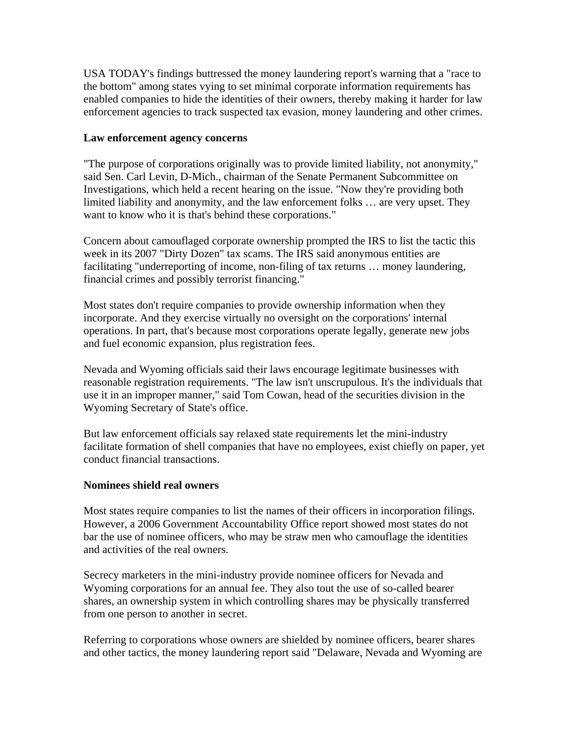USA TODAY's findings buttressed the money laundering report's warning that a "race to the bottom" among states vying to set minimal corporate information requirements has enabled companies to hide the identities of their owners, thereby making it harder for law enforcement agencies to track suspected tax evasion, money laundering and other crimes.

**Law enforcement agency concerns**

"The purpose of corporations originally was to provide limited liability, not anonymity," said Sen. Carl Levin, D-Mich., chairman of the Senate Permanent Subcommittee on Investigations, which held a recent hearing on the issue. "Now they're providing both limited liability and anonymity, and the law enforcement folks … are very upset. They want to know who it is that's behind these corporations."

Concern about camouflaged corporate ownership prompted the IRS to list the tactic this week in its 2007 "Dirty Dozen" tax scams. The IRS said anonymous entities are facilitating "underreporting of income, non-filing of tax returns … money laundering, financial crimes and possibly terrorist financing."

Most states don't require companies to provide ownership information when they incorporate. And they exercise virtually no oversight on the corporations' internal operations. In part, that's because most corporations operate legally, generate new jobs and fuel economic expansion, plus registration fees.

Nevada and Wyoming officials said their laws encourage legitimate businesses with reasonable registration requirements. "The law isn't unscrupulous. It's the individuals that use it in an improper manner," said Tom Cowan, head of the securities division in the Wyoming Secretary of State's office.

But law enforcement officials say relaxed state requirements let the mini-industry facilitate formation of shell companies that have no employees, exist chiefly on paper, yet conduct financial transactions.

**Nominees shield real owners**

Most states require companies to list the names of their officers in incorporation filings. However, a 2006 Government Accountability Office report showed most states do not bar the use of nominee officers, who may be straw men who camouflage the identities and activities of the real owners.

Secrecy marketers in the mini-industry provide nominee officers for Nevada and Wyoming corporations for an annual fee. They also tout the use of so-called bearer shares, an ownership system in which controlling shares may be physically transferred from one person to another in secret.

Referring to corporations whose owners are shielded by nominee officers, bearer shares and other tactics, the money laundering report said "Delaware, Nevada and Wyoming are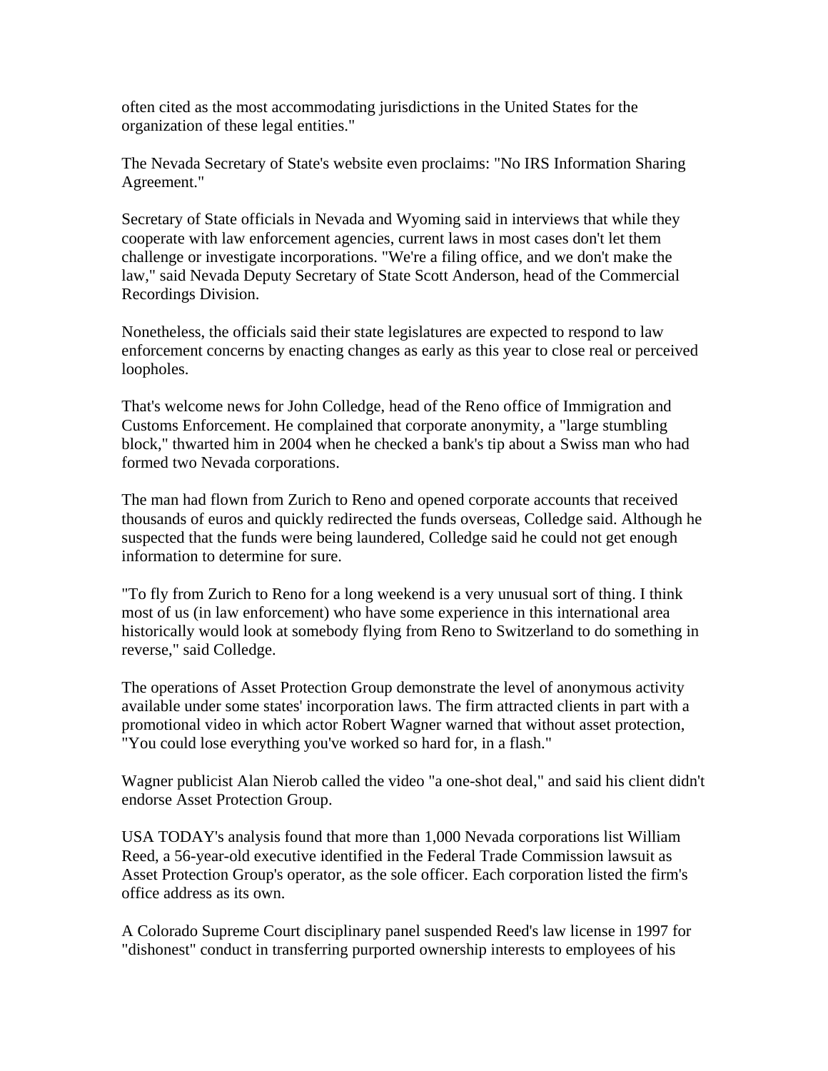often cited as the most accommodating jurisdictions in the United States for the organization of these legal entities."

The Nevada Secretary of State's website even proclaims: "No IRS Information Sharing Agreement."

Secretary of State officials in Nevada and Wyoming said in interviews that while they cooperate with law enforcement agencies, current laws in most cases don't let them challenge or investigate incorporations. "We're a filing office, and we don't make the law," said Nevada Deputy Secretary of State Scott Anderson, head of the Commercial Recordings Division.

Nonetheless, the officials said their state legislatures are expected to respond to law enforcement concerns by enacting changes as early as this year to close real or perceived loopholes.

That's welcome news for John Colledge, head of the Reno office of Immigration and Customs Enforcement. He complained that corporate anonymity, a "large stumbling block," thwarted him in 2004 when he checked a bank's tip about a Swiss man who had formed two Nevada corporations.

The man had flown from Zurich to Reno and opened corporate accounts that received thousands of euros and quickly redirected the funds overseas, Colledge said. Although he suspected that the funds were being laundered, Colledge said he could not get enough information to determine for sure.

"To fly from Zurich to Reno for a long weekend is a very unusual sort of thing. I think most of us (in law enforcement) who have some experience in this international area historically would look at somebody flying from Reno to Switzerland to do something in reverse," said Colledge.

The operations of Asset Protection Group demonstrate the level of anonymous activity available under some states' incorporation laws. The firm attracted clients in part with a promotional video in which actor Robert Wagner warned that without asset protection, "You could lose everything you've worked so hard for, in a flash."

Wagner publicist Alan Nierob called the video "a one-shot deal," and said his client didn't endorse Asset Protection Group.

USA TODAY's analysis found that more than 1,000 Nevada corporations list William Reed, a 56-year-old executive identified in the Federal Trade Commission lawsuit as Asset Protection Group's operator, as the sole officer. Each corporation listed the firm's office address as its own.

A Colorado Supreme Court disciplinary panel suspended Reed's law license in 1997 for "dishonest" conduct in transferring purported ownership interests to employees of his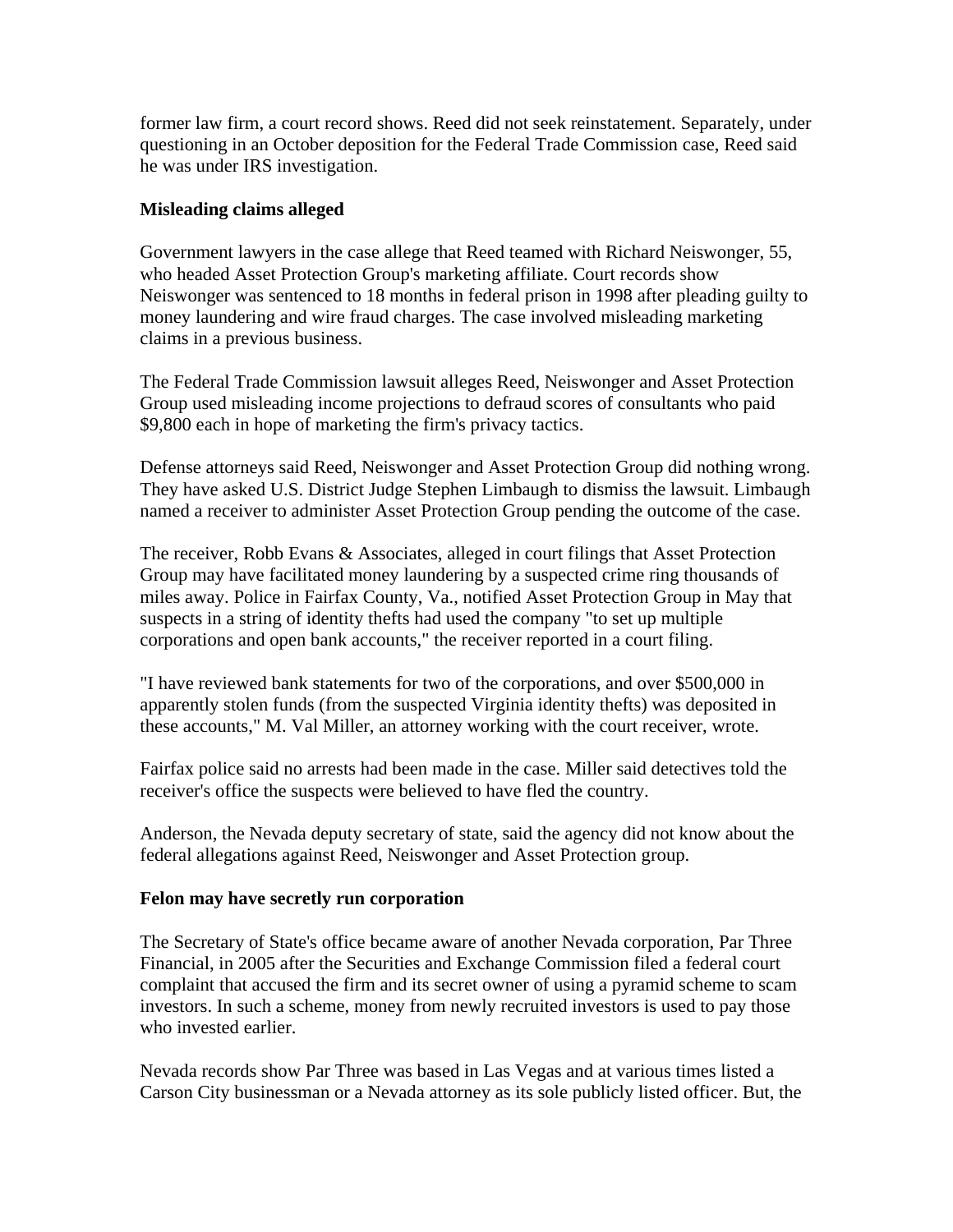former law firm, a court record shows. Reed did not seek reinstatement. Separately, under questioning in an October deposition for the Federal Trade Commission case, Reed said he was under IRS investigation.

**Misleading claims alleged**

Government lawyers in the case allege that Reed teamed with Richard Neiswonger, 55, who headed Asset Protection Group's marketing affiliate. Court records show Neiswonger was sentenced to 18 months in federal prison in 1998 after pleading guilty to money laundering and wire fraud charges. The case involved misleading marketing claims in a previous business.

The Federal Trade Commission lawsuit alleges Reed, Neiswonger and Asset Protection Group used misleading income projections to defraud scores of consultants who paid $9,800 each in hope of marketing the firm's privacy tactics.

Defense attorneys said Reed, Neiswonger and Asset Protection Group did nothing wrong. They have asked U.S. District Judge Stephen Limbaugh to dismiss the lawsuit. Limbaugh named a receiver to administer Asset Protection Group pending the outcome of the case.

The receiver, Robb Evans & Associates, alleged in court filings that Asset Protection Group may have facilitated money laundering by a suspected crime ring thousands of miles away. Police in Fairfax County, Va., notified Asset Protection Group in May that suspects in a string of identity thefts had used the company "to set up multiple corporations and open bank accounts," the receiver reported in a court filing.

"I have reviewed bank statements for two of the corporations, and over $500,000 in apparently stolen funds (from the suspected Virginia identity thefts) was deposited in these accounts," M. Val Miller, an attorney working with the court receiver, wrote.

Fairfax police said no arrests had been made in the case. Miller said detectives told the receiver's office the suspects were believed to have fled the country.

Anderson, the Nevada deputy secretary of state, said the agency did not know about the federal allegations against Reed, Neiswonger and Asset Protection group.

**Felon may have secretly run corporation**

The Secretary of State's office became aware of another Nevada corporation, Par Three Financial, in 2005 after the Securities and Exchange Commission filed a federal court complaint that accused the firm and its secret owner of using a pyramid scheme to scam investors. In such a scheme, money from newly recruited investors is used to pay those who invested earlier.

Nevada records show Par Three was based in Las Vegas and at various times listed a Carson City businessman or a Nevada attorney as its sole publicly listed officer. But, the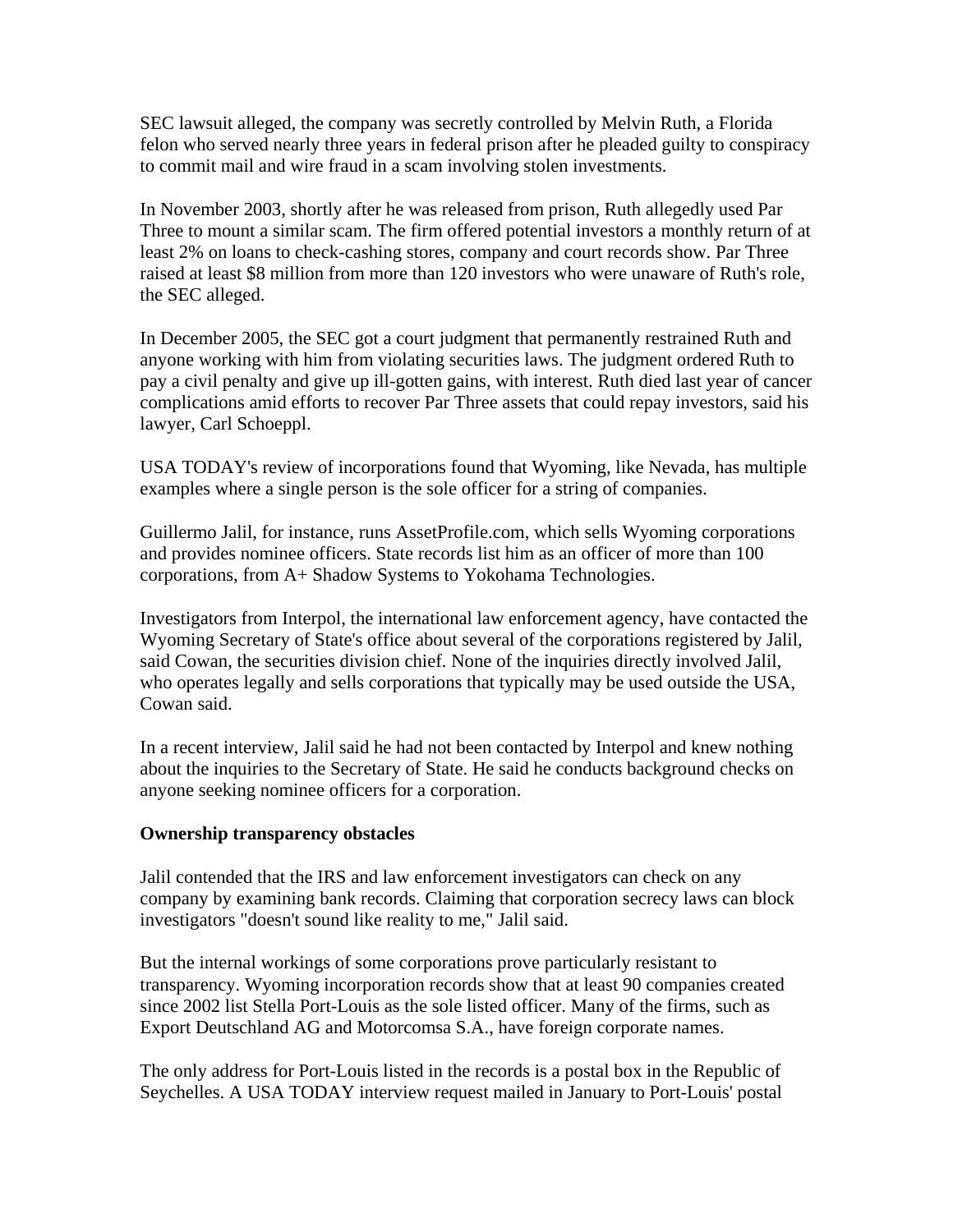SEC lawsuit alleged, the company was secretly controlled by Melvin Ruth, a Florida felon who served nearly three years in federal prison after he pleaded guilty to conspiracy to commit mail and wire fraud in a scam involving stolen investments.

In November 2003, shortly after he was released from prison, Ruth allegedly used Par Three to mount a similar scam. The firm offered potential investors a monthly return of at least 2% on loans to check-cashing stores, company and court records show. Par Three raised at least $8 million from more than 120 investors who were unaware of Ruth's role, the SEC alleged.

In December 2005, the SEC got a court judgment that permanently restrained Ruth and anyone working with him from violating securities laws. The judgment ordered Ruth to pay a civil penalty and give up ill-gotten gains, with interest. Ruth died last year of cancer complications amid efforts to recover Par Three assets that could repay investors, said his lawyer, Carl Schoeppl.

USA TODAY's review of incorporations found that Wyoming, like Nevada, has multiple examples where a single person is the sole officer for a string of companies.

Guillermo Jalil, for instance, runs AssetProfile.com, which sells Wyoming corporations and provides nominee officers. State records list him as an officer of more than 100 corporations, from A+ Shadow Systems to Yokohama Technologies.

Investigators from Interpol, the international law enforcement agency, have contacted the Wyoming Secretary of State's office about several of the corporations registered by Jalil, said Cowan, the securities division chief. None of the inquiries directly involved Jalil, who operates legally and sells corporations that typically may be used outside the USA, Cowan said.

In a recent interview, Jalil said he had not been contacted by Interpol and knew nothing about the inquiries to the Secretary of State. He said he conducts background checks on anyone seeking nominee officers for a corporation.

**Ownership transparency obstacles**

Jalil contended that the IRS and law enforcement investigators can check on any company by examining bank records. Claiming that corporation secrecy laws can block investigators "doesn't sound like reality to me," Jalil said.

But the internal workings of some corporations prove particularly resistant to transparency. Wyoming incorporation records show that at least 90 companies created since 2002 list Stella Port-Louis as the sole listed officer. Many of the firms, such as Export Deutschland AG and Motorcomsa S.A., have foreign corporate names.

The only address for Port-Louis listed in the records is a postal box in the Republic of Seychelles. A USA TODAY interview request mailed in January to Port-Louis' postal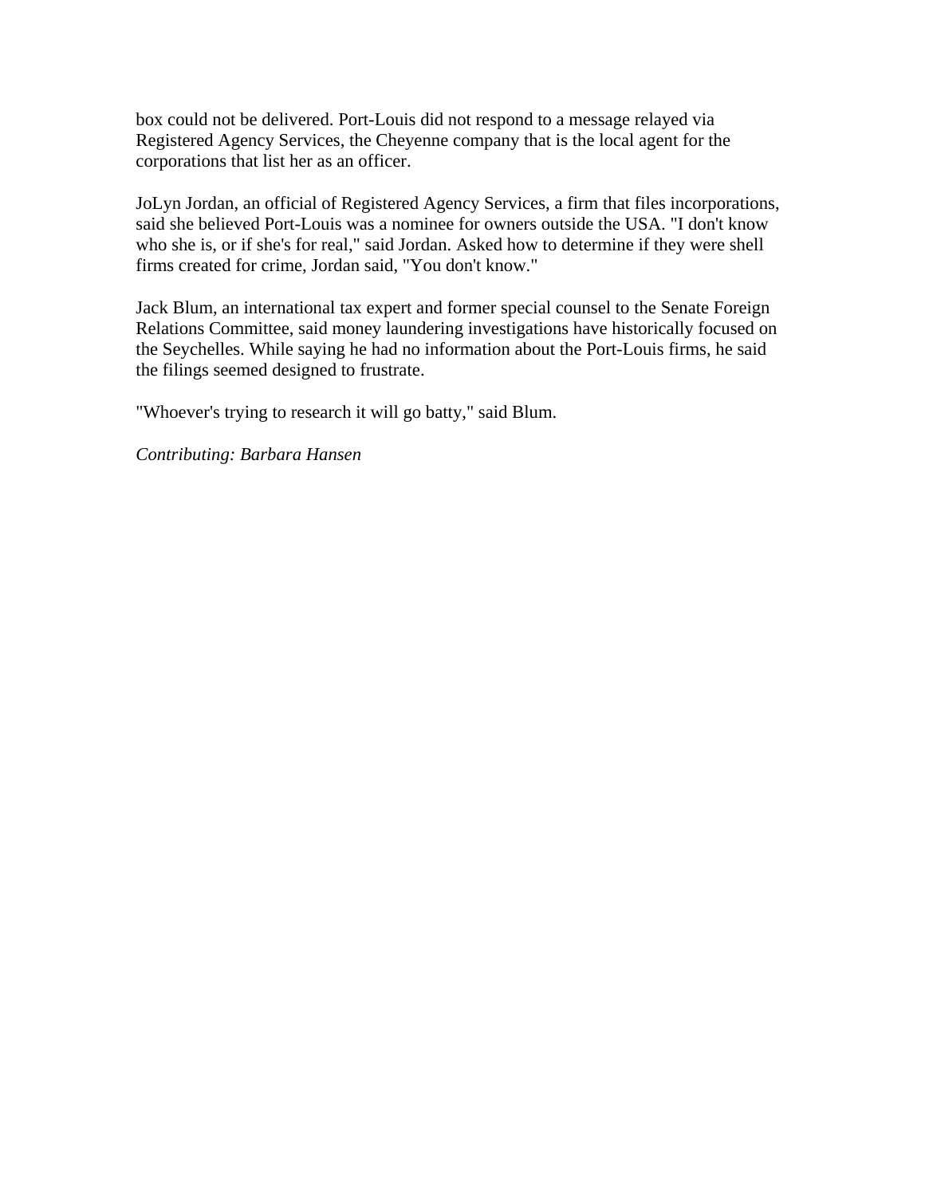box could not be delivered. Port-Louis did not respond to a message relayed via Registered Agency Services, the Cheyenne company that is the local agent for the corporations that list her as an officer.

JoLyn Jordan, an official of Registered Agency Services, a firm that files incorporations, said she believed Port-Louis was a nominee for owners outside the USA. "I don't know who she is, or if she's for real," said Jordan. Asked how to determine if they were shell firms created for crime, Jordan said, "You don't know."

Jack Blum, an international tax expert and former special counsel to the Senate Foreign Relations Committee, said money laundering investigations have historically focused on the Seychelles. While saying he had no information about the Port-Louis firms, he said the filings seemed designed to frustrate.

"Whoever's trying to research it will go batty," said Blum.

*Contributing: Barbara Hansen*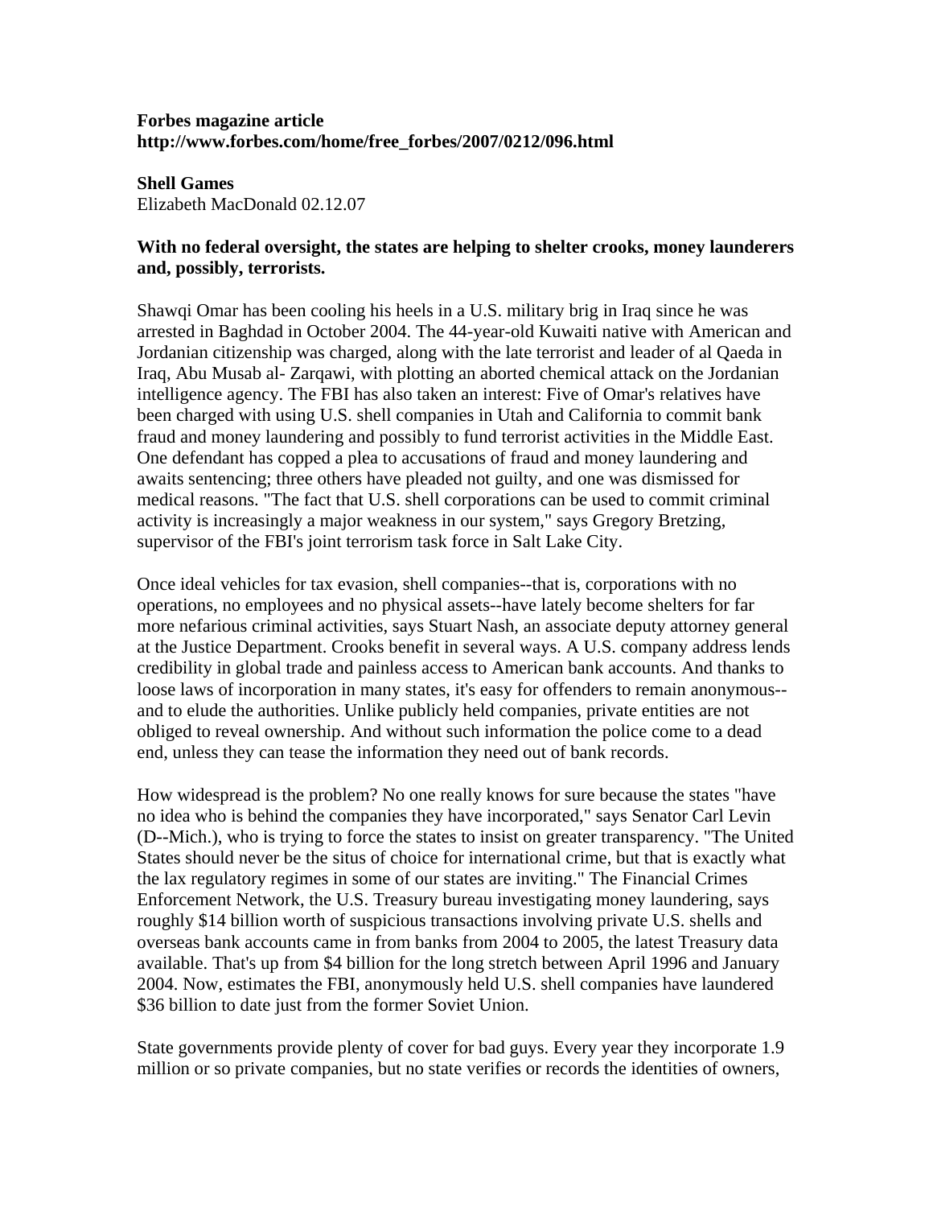**Forbes magazine article**
**http://www.forbes.com/home/free_forbes/2007/0212/096.html**

**Shell Games**
Elizabeth MacDonald 02.12.07

**With no federal oversight, the states are helping to shelter crooks, money launderers and, possibly, terrorists.**

Shawqi Omar has been cooling his heels in a U.S. military brig in Iraq since he was arrested in Baghdad in October 2004. The 44-year-old Kuwaiti native with American and Jordanian citizenship was charged, along with the late terrorist and leader of al Qaeda in Iraq, Abu Musab al- Zarqawi, with plotting an aborted chemical attack on the Jordanian intelligence agency. The FBI has also taken an interest: Five of Omar's relatives have been charged with using U.S. shell companies in Utah and California to commit bank fraud and money laundering and possibly to fund terrorist activities in the Middle East. One defendant has copped a plea to accusations of fraud and money laundering and awaits sentencing; three others have pleaded not guilty, and one was dismissed for medical reasons. "The fact that U.S. shell corporations can be used to commit criminal activity is increasingly a major weakness in our system," says Gregory Bretzing, supervisor of the FBI's joint terrorism task force in Salt Lake City.

Once ideal vehicles for tax evasion, shell companies--that is, corporations with no operations, no employees and no physical assets--have lately become shelters for far more nefarious criminal activities, says Stuart Nash, an associate deputy attorney general at the Justice Department. Crooks benefit in several ways. A U.S. company address lends credibility in global trade and painless access to American bank accounts. And thanks to loose laws of incorporation in many states, it's easy for offenders to remain anonymous--and to elude the authorities. Unlike publicly held companies, private entities are not obliged to reveal ownership. And without such information the police come to a dead end, unless they can tease the information they need out of bank records.

How widespread is the problem? No one really knows for sure because the states "have no idea who is behind the companies they have incorporated," says Senator Carl Levin (D--Mich.), who is trying to force the states to insist on greater transparency. "The United States should never be the situs of choice for international crime, but that is exactly what the lax regulatory regimes in some of our states are inviting." The Financial Crimes Enforcement Network, the U.S. Treasury bureau investigating money laundering, says roughly $14 billion worth of suspicious transactions involving private U.S. shells and overseas bank accounts came in from banks from 2004 to 2005, the latest Treasury data available. That's up from $4 billion for the long stretch between April 1996 and January 2004. Now, estimates the FBI, anonymously held U.S. shell companies have laundered $36 billion to date just from the former Soviet Union.

State governments provide plenty of cover for bad guys. Every year they incorporate 1.9 million or so private companies, but no state verifies or records the identities of owners,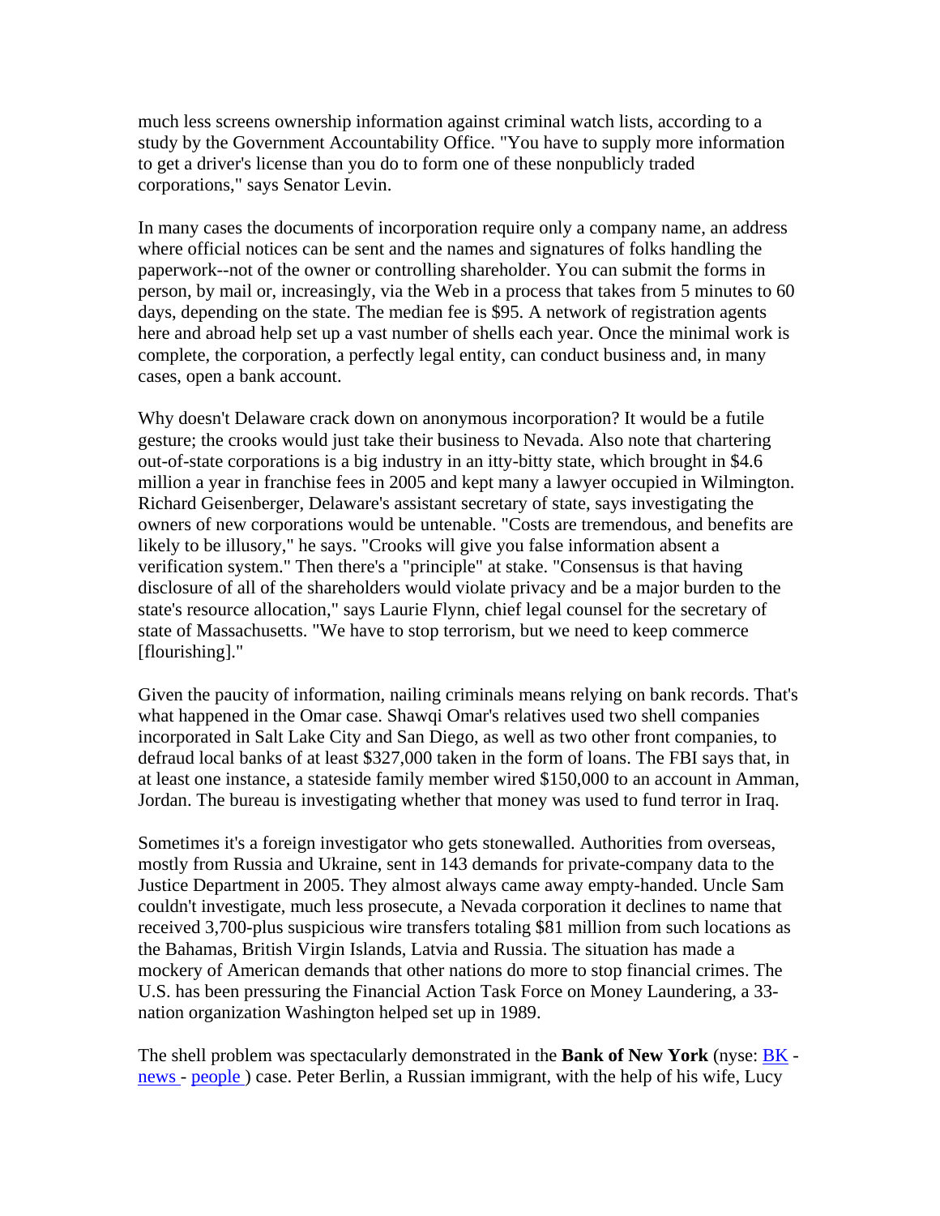much less screens ownership information against criminal watch lists, according to a study by the Government Accountability Office. "You have to supply more information to get a driver's license than you do to form one of these nonpublicly traded corporations," says Senator Levin.

In many cases the documents of incorporation require only a company name, an address where official notices can be sent and the names and signatures of folks handling the paperwork--not of the owner or controlling shareholder. You can submit the forms in person, by mail or, increasingly, via the Web in a process that takes from 5 minutes to 60 days, depending on the state. The median fee is $95. A network of registration agents here and abroad help set up a vast number of shells each year. Once the minimal work is complete, the corporation, a perfectly legal entity, can conduct business and, in many cases, open a bank account.

Why doesn't Delaware crack down on anonymous incorporation? It would be a futile gesture; the crooks would just take their business to Nevada. Also note that chartering out-of-state corporations is a big industry in an itty-bitty state, which brought in $4.6 million a year in franchise fees in 2005 and kept many a lawyer occupied in Wilmington. Richard Geisenberger, Delaware's assistant secretary of state, says investigating the owners of new corporations would be untenable. "Costs are tremendous, and benefits are likely to be illusory," he says. "Crooks will give you false information absent a verification system." Then there's a "principle" at stake. "Consensus is that having disclosure of all of the shareholders would violate privacy and be a major burden to the state's resource allocation," says Laurie Flynn, chief legal counsel for the secretary of state of Massachusetts. "We have to stop terrorism, but we need to keep commerce [flourishing]."

Given the paucity of information, nailing criminals means relying on bank records. That's what happened in the Omar case. Shawqi Omar's relatives used two shell companies incorporated in Salt Lake City and San Diego, as well as two other front companies, to defraud local banks of at least $327,000 taken in the form of loans. The FBI says that, in at least one instance, a stateside family member wired $150,000 to an account in Amman, Jordan. The bureau is investigating whether that money was used to fund terror in Iraq.

Sometimes it's a foreign investigator who gets stonewalled. Authorities from overseas, mostly from Russia and Ukraine, sent in 143 demands for private-company data to the Justice Department in 2005. They almost always came away empty-handed. Uncle Sam couldn't investigate, much less prosecute, a Nevada corporation it declines to name that received 3,700-plus suspicious wire transfers totaling $81 million from such locations as the Bahamas, British Virgin Islands, Latvia and Russia. The situation has made a mockery of American demands that other nations do more to stop financial crimes. The U.S. has been pressuring the Financial Action Task Force on Money Laundering, a 33-nation organization Washington helped set up in 1989.

The shell problem was spectacularly demonstrated in the **Bank of New York** (nyse: BK - news - people ) case. Peter Berlin, a Russian immigrant, with the help of his wife, Lucy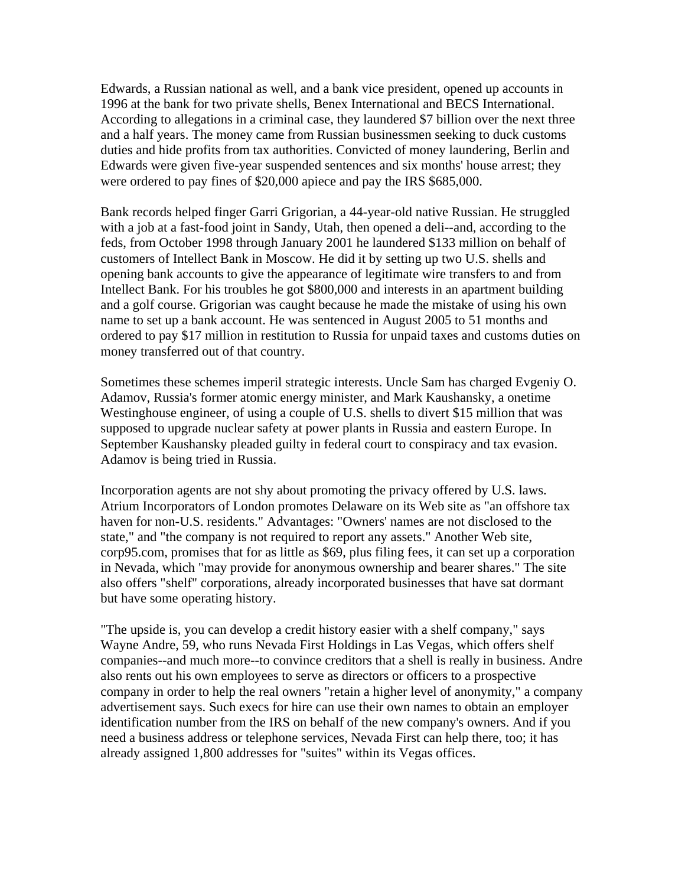Edwards, a Russian national as well, and a bank vice president, opened up accounts in 1996 at the bank for two private shells, Benex International and BECS International. According to allegations in a criminal case, they laundered $7 billion over the next three and a half years. The money came from Russian businessmen seeking to duck customs duties and hide profits from tax authorities. Convicted of money laundering, Berlin and Edwards were given five-year suspended sentences and six months' house arrest; they were ordered to pay fines of $20,000 apiece and pay the IRS $685,000.

Bank records helped finger Garri Grigorian, a 44-year-old native Russian. He struggled with a job at a fast-food joint in Sandy, Utah, then opened a deli--and, according to the feds, from October 1998 through January 2001 he laundered $133 million on behalf of customers of Intellect Bank in Moscow. He did it by setting up two U.S. shells and opening bank accounts to give the appearance of legitimate wire transfers to and from Intellect Bank. For his troubles he got $800,000 and interests in an apartment building and a golf course. Grigorian was caught because he made the mistake of using his own name to set up a bank account. He was sentenced in August 2005 to 51 months and ordered to pay $17 million in restitution to Russia for unpaid taxes and customs duties on money transferred out of that country.

Sometimes these schemes imperil strategic interests. Uncle Sam has charged Evgeniy O. Adamov, Russia's former atomic energy minister, and Mark Kaushansky, a onetime Westinghouse engineer, of using a couple of U.S. shells to divert $15 million that was supposed to upgrade nuclear safety at power plants in Russia and eastern Europe. In September Kaushansky pleaded guilty in federal court to conspiracy and tax evasion. Adamov is being tried in Russia.

Incorporation agents are not shy about promoting the privacy offered by U.S. laws. Atrium Incorporators of London promotes Delaware on its Web site as "an offshore tax haven for non-U.S. residents." Advantages: "Owners' names are not disclosed to the state," and "the company is not required to report any assets." Another Web site, corp95.com, promises that for as little as $69, plus filing fees, it can set up a corporation in Nevada, which "may provide for anonymous ownership and bearer shares." The site also offers "shelf" corporations, already incorporated businesses that have sat dormant but have some operating history.

"The upside is, you can develop a credit history easier with a shelf company," says Wayne Andre, 59, who runs Nevada First Holdings in Las Vegas, which offers shelf companies--and much more--to convince creditors that a shell is really in business. Andre also rents out his own employees to serve as directors or officers to a prospective company in order to help the real owners "retain a higher level of anonymity," a company advertisement says. Such execs for hire can use their own names to obtain an employer identification number from the IRS on behalf of the new company's owners. And if you need a business address or telephone services, Nevada First can help there, too; it has already assigned 1,800 addresses for "suites" within its Vegas offices.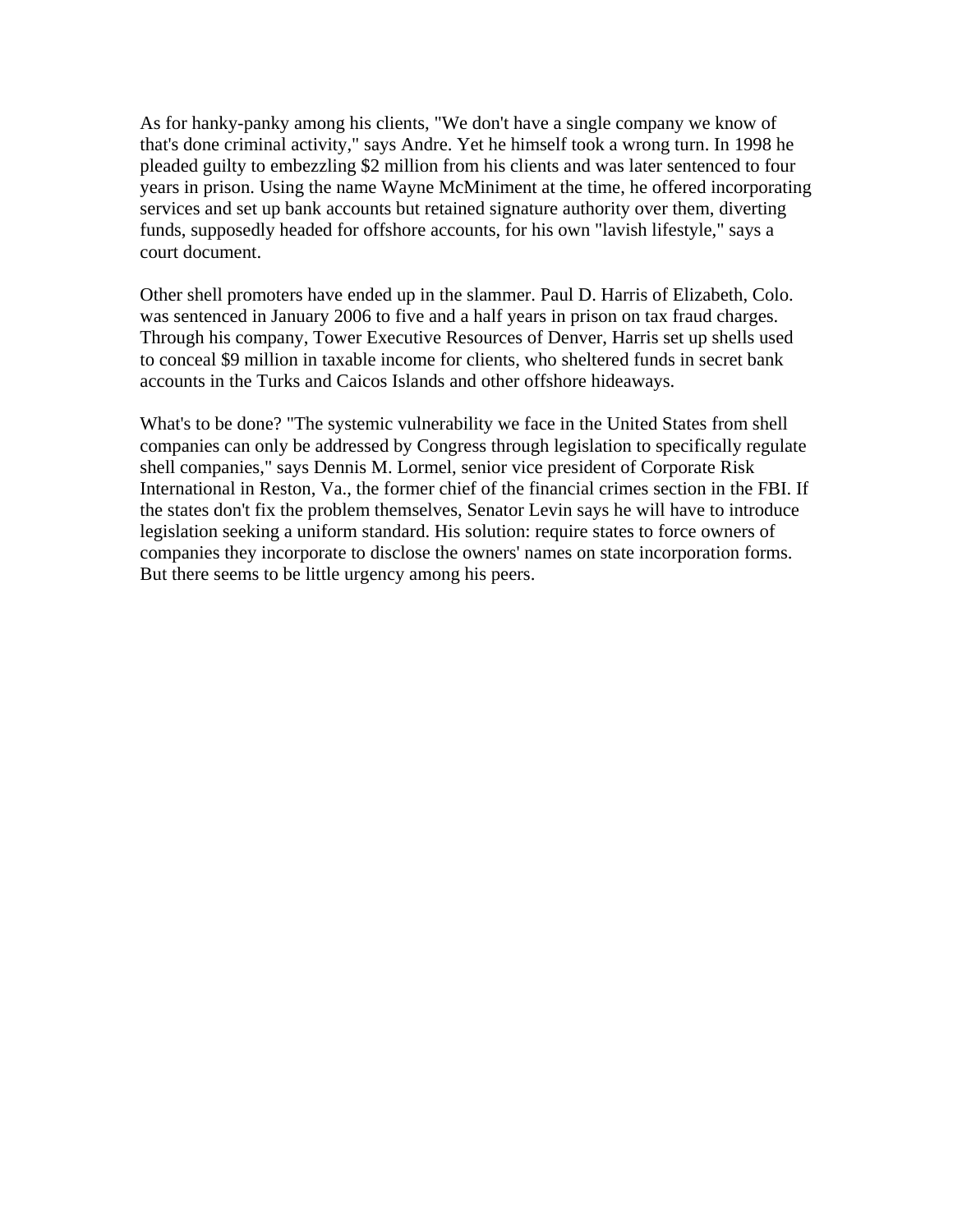As for hanky-panky among his clients, "We don't have a single company we know of that's done criminal activity," says Andre. Yet he himself took a wrong turn. In 1998 he pleaded guilty to embezzling $2 million from his clients and was later sentenced to four years in prison. Using the name Wayne McMiniment at the time, he offered incorporating services and set up bank accounts but retained signature authority over them, diverting funds, supposedly headed for offshore accounts, for his own "lavish lifestyle," says a court document.

Other shell promoters have ended up in the slammer. Paul D. Harris of Elizabeth, Colo. was sentenced in January 2006 to five and a half years in prison on tax fraud charges. Through his company, Tower Executive Resources of Denver, Harris set up shells used to conceal $9 million in taxable income for clients, who sheltered funds in secret bank accounts in the Turks and Caicos Islands and other offshore hideaways.

What's to be done? "The systemic vulnerability we face in the United States from shell companies can only be addressed by Congress through legislation to specifically regulate shell companies," says Dennis M. Lormel, senior vice president of Corporate Risk International in Reston, Va., the former chief of the financial crimes section in the FBI. If the states don't fix the problem themselves, Senator Levin says he will have to introduce legislation seeking a uniform standard. His solution: require states to force owners of companies they incorporate to disclose the owners' names on state incorporation forms. But there seems to be little urgency among his peers.